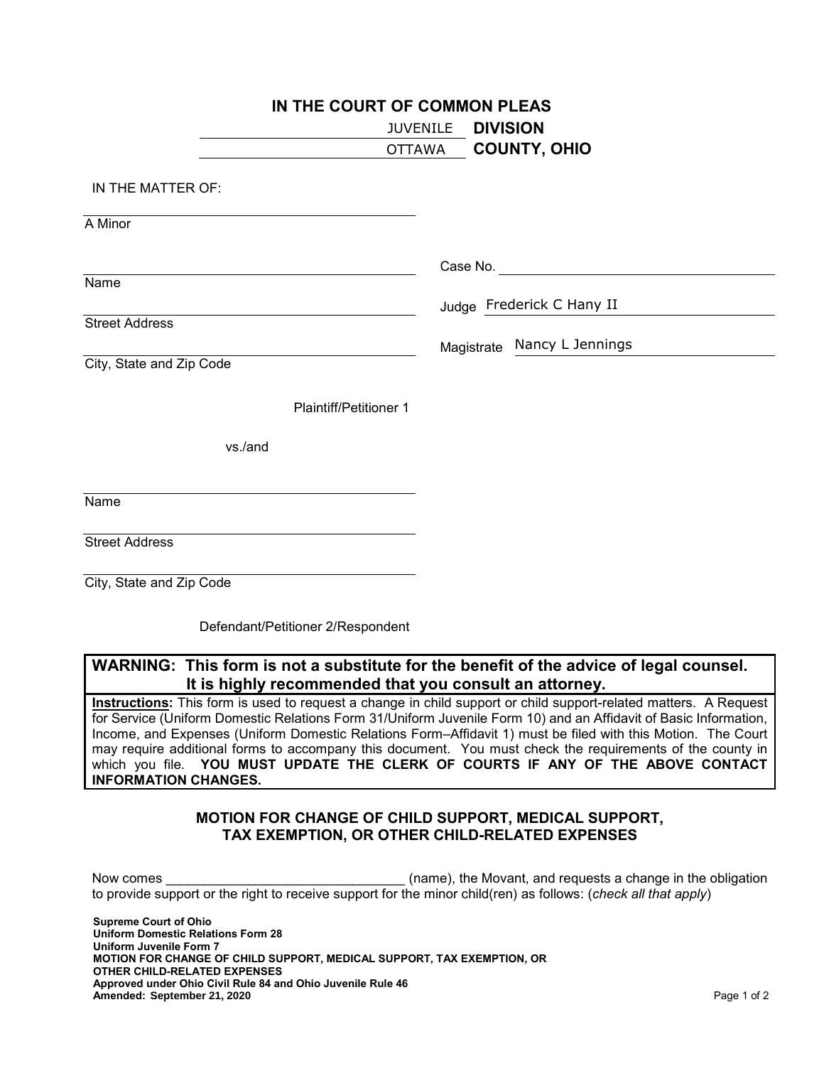# IN THE COURT OF COMMON PLEAS

JUVENILE **DIVISION**

OTTAWA **COUNTY, OHIO**

IN THE MATTER OF:

\_\_\_\_\_\_\_\_\_\_\_\_\_\_\_\_\_\_\_\_\_\_\_\_\_\_\_\_\_\_\_\_
A Minor

\_\_\_\_\_\_\_\_\_\_\_\_\_\_\_\_\_\_\_\_\_\_\_\_\_\_\_\_\_\_\_\_
Name

\_\_\_\_\_\_\_\_\_\_\_\_\_\_\_\_\_\_\_\_\_\_\_\_\_\_\_\_\_\_\_\_
Street Address

\_\_\_\_\_\_\_\_\_\_\_\_\_\_\_\_\_\_\_\_\_\_\_\_\_\_\_\_\_\_\_\_
City, State and Zip Code

Plaintiff/Petitioner 1

vs./and

\_\_\_\_\_\_\_\_\_\_\_\_\_\_\_\_\_\_\_\_\_\_\_\_\_\_\_\_\_\_\_\_
Name

\_\_\_\_\_\_\_\_\_\_\_\_\_\_\_\_\_\_\_\_\_\_\_\_\_\_\_\_\_\_\_\_
Street Address

\_\_\_\_\_\_\_\_\_\_\_\_\_\_\_\_\_\_\_\_\_\_\_\_\_\_\_\_\_\_\_\_
City, State and Zip Code

Defendant/Petitioner 2/Respondent

Case No. \_\_\_\_\_\_\_\_\_\_\_\_\_\_\_\_\_\_\_\_

Judge Frederick C Hany II

Magistrate Nancy L Jennings

**WARNING: This form is not a substitute for the benefit of the advice of legal counsel. It is highly recommended that you consult an attorney.**

**Instructions:** This form is used to request a change in child support or child support-related matters. A Request for Service (Uniform Domestic Relations Form 31/Uniform Juvenile Form 10) and an Affidavit of Basic Information, Income, and Expenses (Uniform Domestic Relations Form–Affidavit 1) must be filed with this Motion. The Court may require additional forms to accompany this document. You must check the requirements of the county in which you file. **YOU MUST UPDATE THE CLERK OF COURTS IF ANY OF THE ABOVE CONTACT INFORMATION CHANGES.**

## MOTION FOR CHANGE OF CHILD SUPPORT, MEDICAL SUPPORT, TAX EXEMPTION, OR OTHER CHILD-RELATED EXPENSES

Now comes \_\_\_\_\_\_\_\_\_\_\_\_\_\_\_\_\_\_\_\_\_\_\_\_\_\_\_\_\_\_\_\_ (name), the Movant, and requests a change in the obligation to provide support or the right to receive support for the minor child(ren) as follows: (*check all that apply*)

**Supreme Court of Ohio**
**Uniform Domestic Relations Form 28**
**Uniform Juvenile Form 7**
**MOTION FOR CHANGE OF CHILD SUPPORT, MEDICAL SUPPORT, TAX EXEMPTION, OR OTHER CHILD-RELATED EXPENSES**
**Approved under Ohio Civil Rule 84 and Ohio Juvenile Rule 46**
**Amended: September 21, 2020**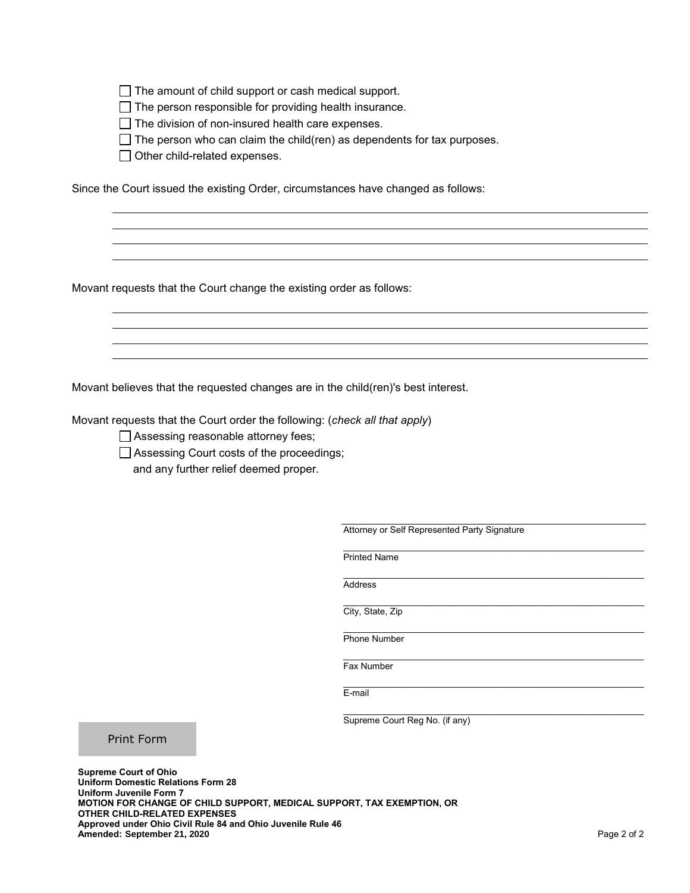- ☐ The amount of child support or cash medical support.
- ☐ The person responsible for providing health insurance.
- ☐ The division of non-insured health care expenses.
- ☐ The person who can claim the child(ren) as dependents for tax purposes.
- ☐ Other child-related expenses.

Since the Court issued the existing Order, circumstances have changed as follows:

\_\_\_\_\_\_\_\_\_\_\_\_\_\_\_\_\_\_\_\_\_\_\_\_\_\_\_\_\_\_\_\_\_\_\_\_\_\_\_\_\_\_\_\_\_\_\_\_\_\_\_\_\_\_\_\_\_\_\_\_

\_\_\_\_\_\_\_\_\_\_\_\_\_\_\_\_\_\_\_\_\_\_\_\_\_\_\_\_\_\_\_\_\_\_\_\_\_\_\_\_\_\_\_\_\_\_\_\_\_\_\_\_\_\_\_\_\_\_\_\_

\_\_\_\_\_\_\_\_\_\_\_\_\_\_\_\_\_\_\_\_\_\_\_\_\_\_\_\_\_\_\_\_\_\_\_\_\_\_\_\_\_\_\_\_\_\_\_\_\_\_\_\_\_\_\_\_\_\_\_\_

\_\_\_\_\_\_\_\_\_\_\_\_\_\_\_\_\_\_\_\_\_\_\_\_\_\_\_\_\_\_\_\_\_\_\_\_\_\_\_\_\_\_\_\_\_\_\_\_\_\_\_\_\_\_\_\_\_\_\_\_

Movant requests that the Court change the existing order as follows:

\_\_\_\_\_\_\_\_\_\_\_\_\_\_\_\_\_\_\_\_\_\_\_\_\_\_\_\_\_\_\_\_\_\_\_\_\_\_\_\_\_\_\_\_\_\_\_\_\_\_\_\_\_\_\_\_\_\_\_\_

\_\_\_\_\_\_\_\_\_\_\_\_\_\_\_\_\_\_\_\_\_\_\_\_\_\_\_\_\_\_\_\_\_\_\_\_\_\_\_\_\_\_\_\_\_\_\_\_\_\_\_\_\_\_\_\_\_\_\_\_

\_\_\_\_\_\_\_\_\_\_\_\_\_\_\_\_\_\_\_\_\_\_\_\_\_\_\_\_\_\_\_\_\_\_\_\_\_\_\_\_\_\_\_\_\_\_\_\_\_\_\_\_\_\_\_\_\_\_\_\_

\_\_\_\_\_\_\_\_\_\_\_\_\_\_\_\_\_\_\_\_\_\_\_\_\_\_\_\_\_\_\_\_\_\_\_\_\_\_\_\_\_\_\_\_\_\_\_\_\_\_\_\_\_\_\_\_\_\_\_\_

Movant believes that the requested changes are in the child(ren)'s best interest.

Movant requests that the Court order the following: (*check all that apply*)

- ☐ Assessing reasonable attorney fees;
- ☐ Assessing Court costs of the proceedings;

and any further relief deemed proper.

\_\_\_\_\_\_\_\_\_\_\_\_\_\_\_\_\_\_\_\_\_\_\_\_\_\_\_\_\_\_\_\_\_\_\_\_\_\_\_\_
Attorney or Self Represented Party Signature

\_\_\_\_\_\_\_\_\_\_\_\_\_\_\_\_\_\_\_\_\_\_\_\_\_\_\_\_\_\_\_\_\_\_\_\_\_\_\_\_
Printed Name

\_\_\_\_\_\_\_\_\_\_\_\_\_\_\_\_\_\_\_\_\_\_\_\_\_\_\_\_\_\_\_\_\_\_\_\_\_\_\_\_
Address

\_\_\_\_\_\_\_\_\_\_\_\_\_\_\_\_\_\_\_\_\_\_\_\_\_\_\_\_\_\_\_\_\_\_\_\_\_\_\_\_
City, State, Zip

\_\_\_\_\_\_\_\_\_\_\_\_\_\_\_\_\_\_\_\_\_\_\_\_\_\_\_\_\_\_\_\_\_\_\_\_\_\_\_\_
Phone Number

\_\_\_\_\_\_\_\_\_\_\_\_\_\_\_\_\_\_\_\_\_\_\_\_\_\_\_\_\_\_\_\_\_\_\_\_\_\_\_\_
Fax Number

\_\_\_\_\_\_\_\_\_\_\_\_\_\_\_\_\_\_\_\_\_\_\_\_\_\_\_\_\_\_\_\_\_\_\_\_\_\_\_\_
E-mail

\_\_\_\_\_\_\_\_\_\_\_\_\_\_\_\_\_\_\_\_\_\_\_\_\_\_\_\_\_\_\_\_\_\_\_\_\_\_\_\_
Supreme Court Reg No. (if any)

Print Form

**Supreme Court of Ohio**
**Uniform Domestic Relations Form 28**
**Uniform Juvenile Form 7**
**MOTION FOR CHANGE OF CHILD SUPPORT, MEDICAL SUPPORT, TAX EXEMPTION, OR OTHER CHILD-RELATED EXPENSES**
**Approved under Ohio Civil Rule 84 and Ohio Juvenile Rule 46**
**Amended: September 21, 2020**